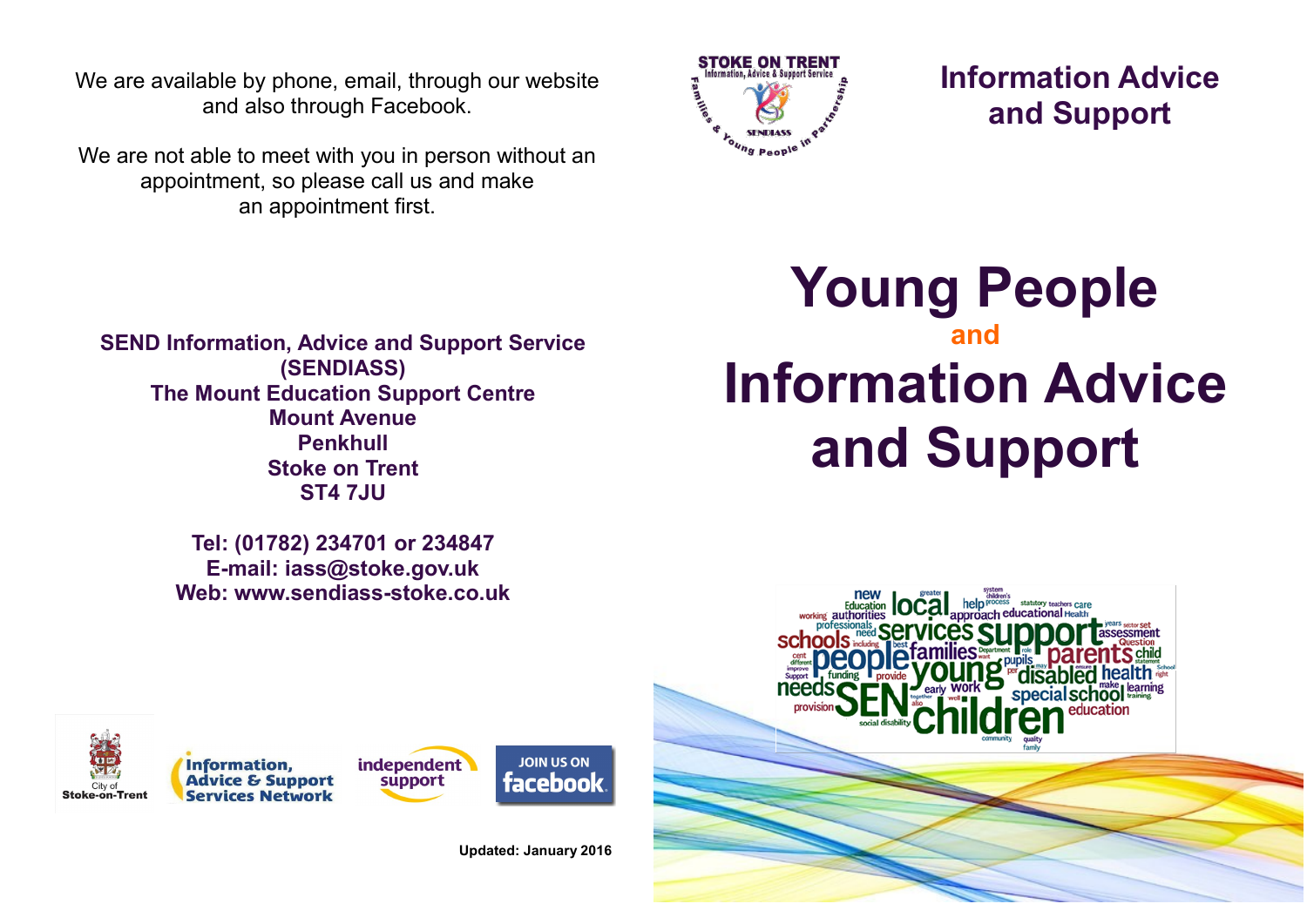We are available by phone, email, through our website and also through Facebook.

We are not able to meet with you in person without an appointment, so please call us and make an appointment first.

**SEND Information, Advice and Support Service (SENDIASS)**
**The Mount Education Support Centre**
**Mount Avenue**
**Penkhull**
**Stoke on Trent**
**ST4 7JU**

**Tel: (01782) 234701 or 234847**
**E-mail: iass@stoke.gov.uk**
**Web: www.sendiass-stoke.co.uk**

City of Stoke-on-Trent

Information, Advice & Support Services Network

independent support

JOIN US ON facebook

**Updated: January 2016**

STOKE ON TRENT Information, Advice & Support Service
SENDIASS
Families & Young People in Partnership

## Information Advice and Support

# Young People and Information Advice and Support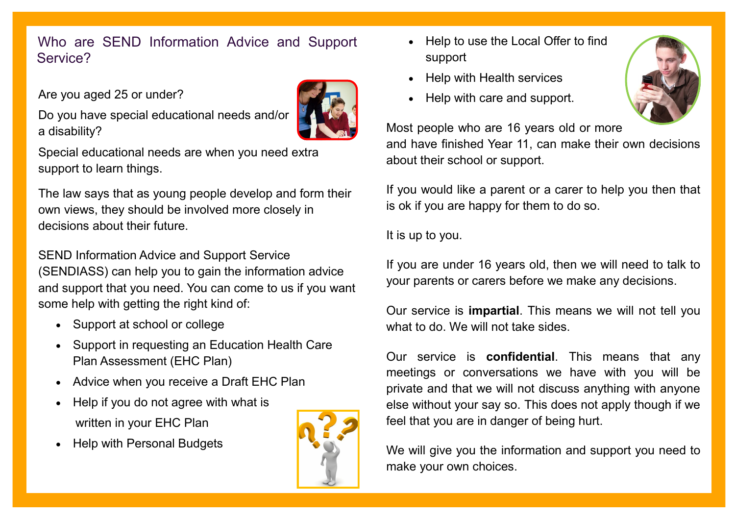## Who are SEND Information Advice and Support Service?

Are you aged 25 or under?

Do you have special educational needs and/or a disability?

Special educational needs are when you need extra support to learn things.

The law says that as young people develop and form their own views, they should be involved more closely in decisions about their future.

SEND Information Advice and Support Service (SENDIASS) can help you to gain the information advice and support that you need. You can come to us if you want some help with getting the right kind of:

- Support at school or college
- Support in requesting an Education Health Care Plan Assessment (EHC Plan)
- Advice when you receive a Draft EHC Plan
- Help if you do not agree with what is written in your EHC Plan
- Help with Personal Budgets
- Help to use the Local Offer to find support
- Help with Health services
- Help with care and support.

Most people who are 16 years old or more and have finished Year 11, can make their own decisions about their school or support.

If you would like a parent or a carer to help you then that is ok if you are happy for them to do so.

It is up to you.

If you are under 16 years old, then we will need to talk to your parents or carers before we make any decisions.

Our service is **impartial**. This means we will not tell you what to do. We will not take sides.

Our service is **confidential**. This means that any meetings or conversations we have with you will be private and that we will not discuss anything with anyone else without your say so. This does not apply though if we feel that you are in danger of being hurt.

We will give you the information and support you need to make your own choices.